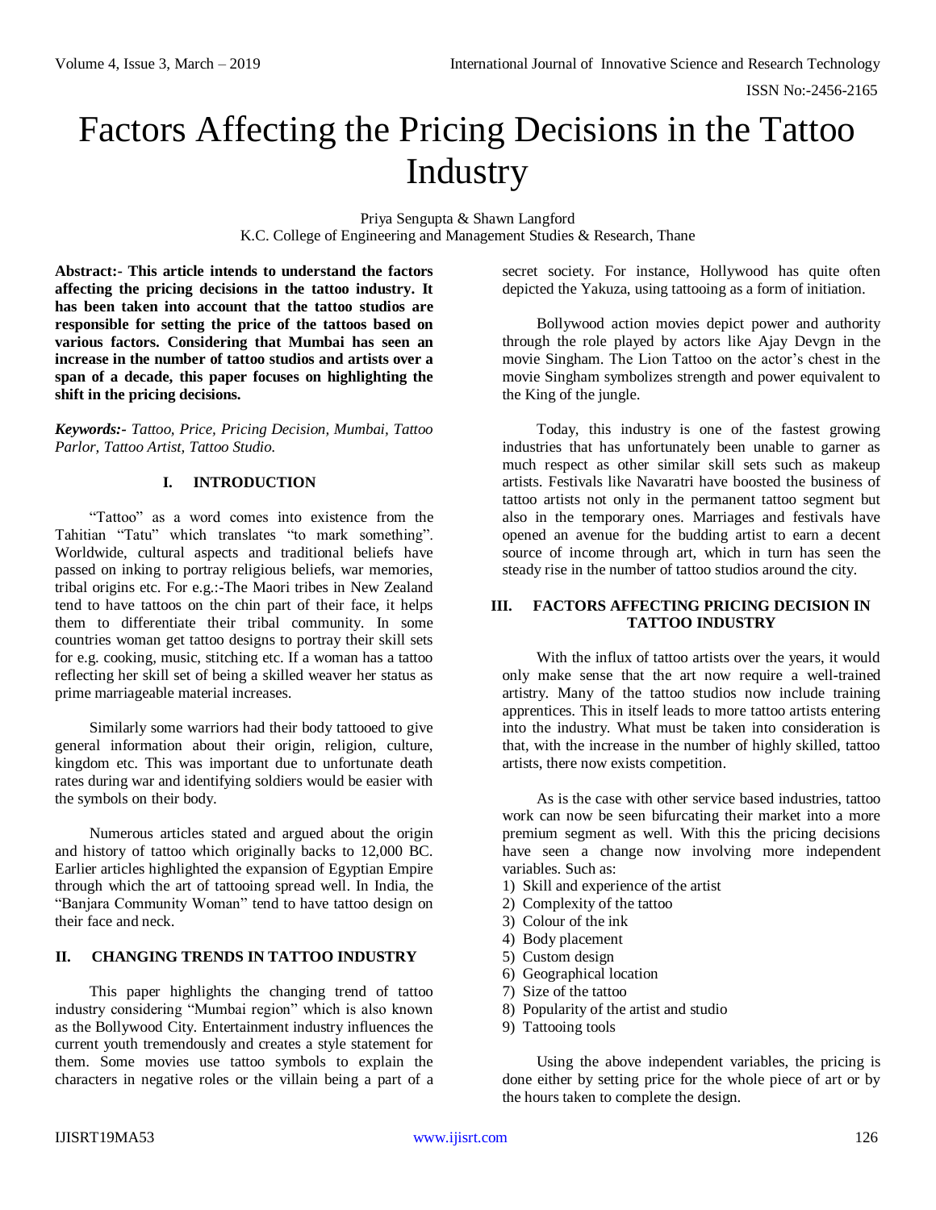# Factors Affecting the Pricing Decisions in the Tattoo Industry

Priya Sengupta & Shawn Langford
K.C. College of Engineering and Management Studies & Research, Thane

**Abstract:- This article intends to understand the factors affecting the pricing decisions in the tattoo industry. It has been taken into account that the tattoo studios are responsible for setting the price of the tattoos based on various factors. Considering that Mumbai has seen an increase in the number of tattoo studios and artists over a span of a decade, this paper focuses on highlighting the shift in the pricing decisions.**

***Keywords:-*** *Tattoo, Price, Pricing Decision, Mumbai, Tattoo Parlor, Tattoo Artist, Tattoo Studio.*

## I. INTRODUCTION

"Tattoo" as a word comes into existence from the Tahitian "Tatu" which translates "to mark something". Worldwide, cultural aspects and traditional beliefs have passed on inking to portray religious beliefs, war memories, tribal origins etc. For e.g.:-The Maori tribes in New Zealand tend to have tattoos on the chin part of their face, it helps them to differentiate their tribal community. In some countries woman get tattoo designs to portray their skill sets for e.g. cooking, music, stitching etc. If a woman has a tattoo reflecting her skill set of being a skilled weaver her status as prime marriageable material increases.

Similarly some warriors had their body tattooed to give general information about their origin, religion, culture, kingdom etc. This was important due to unfortunate death rates during war and identifying soldiers would be easier with the symbols on their body.

Numerous articles stated and argued about the origin and history of tattoo which originally backs to 12,000 BC. Earlier articles highlighted the expansion of Egyptian Empire through which the art of tattooing spread well. In India, the "Banjara Community Woman" tend to have tattoo design on their face and neck.

## II. CHANGING TRENDS IN TATTOO INDUSTRY

This paper highlights the changing trend of tattoo industry considering "Mumbai region" which is also known as the Bollywood City. Entertainment industry influences the current youth tremendously and creates a style statement for them. Some movies use tattoo symbols to explain the characters in negative roles or the villain being a part of a secret society. For instance, Hollywood has quite often depicted the Yakuza, using tattooing as a form of initiation.

Bollywood action movies depict power and authority through the role played by actors like Ajay Devgn in the movie Singham. The Lion Tattoo on the actor's chest in the movie Singham symbolizes strength and power equivalent to the King of the jungle.

Today, this industry is one of the fastest growing industries that has unfortunately been unable to garner as much respect as other similar skill sets such as makeup artists. Festivals like Navaratri have boosted the business of tattoo artists not only in the permanent tattoo segment but also in the temporary ones. Marriages and festivals have opened an avenue for the budding artist to earn a decent source of income through art, which in turn has seen the steady rise in the number of tattoo studios around the city.

## III. FACTORS AFFECTING PRICING DECISION IN TATTOO INDUSTRY

With the influx of tattoo artists over the years, it would only make sense that the art now require a well-trained artistry. Many of the tattoo studios now include training apprentices. This in itself leads to more tattoo artists entering into the industry. What must be taken into consideration is that, with the increase in the number of highly skilled, tattoo artists, there now exists competition.

As is the case with other service based industries, tattoo work can now be seen bifurcating their market into a more premium segment as well. With this the pricing decisions have seen a change now involving more independent variables. Such as:

1) Skill and experience of the artist
2) Complexity of the tattoo
3) Colour of the ink
4) Body placement
5) Custom design
6) Geographical location
7) Size of the tattoo
8) Popularity of the artist and studio
9) Tattooing tools

Using the above independent variables, the pricing is done either by setting price for the whole piece of art or by the hours taken to complete the design.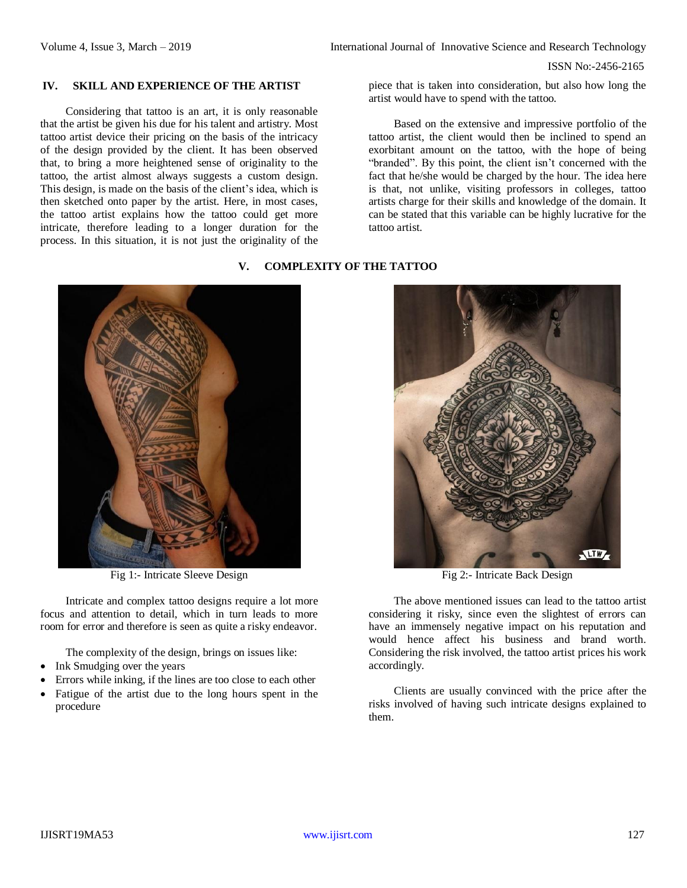## IV. SKILL AND EXPERIENCE OF THE ARTIST

Considering that tattoo is an art, it is only reasonable that the artist be given his due for his talent and artistry. Most tattoo artist device their pricing on the basis of the intricacy of the design provided by the client. It has been observed that, to bring a more heightened sense of originality to the tattoo, the artist almost always suggests a custom design. This design, is made on the basis of the client's idea, which is then sketched onto paper by the artist. Here, in most cases, the tattoo artist explains how the tattoo could get more intricate, therefore leading to a longer duration for the process. In this situation, it is not just the originality of the piece that is taken into consideration, but also how long the artist would have to spend with the tattoo.

Based on the extensive and impressive portfolio of the tattoo artist, the client would then be inclined to spend an exorbitant amount on the tattoo, with the hope of being "branded". By this point, the client isn't concerned with the fact that he/she would be charged by the hour. The idea here is that, not unlike, visiting professors in colleges, tattoo artists charge for their skills and knowledge of the domain. It can be stated that this variable can be highly lucrative for the tattoo artist.

## V. COMPLEXITY OF THE TATTOO

Fig 1:- Intricate Sleeve Design

Fig 2:- Intricate Back Design

Intricate and complex tattoo designs require a lot more focus and attention to detail, which in turn leads to more room for error and therefore is seen as quite a risky endeavor.

The complexity of the design, brings on issues like:

- Ink Smudging over the years
- Errors while inking, if the lines are too close to each other
- Fatigue of the artist due to the long hours spent in the procedure

The above mentioned issues can lead to the tattoo artist considering it risky, since even the slightest of errors can have an immensely negative impact on his reputation and would hence affect his business and brand worth. Considering the risk involved, the tattoo artist prices his work accordingly.

Clients are usually convinced with the price after the risks involved of having such intricate designs explained to them.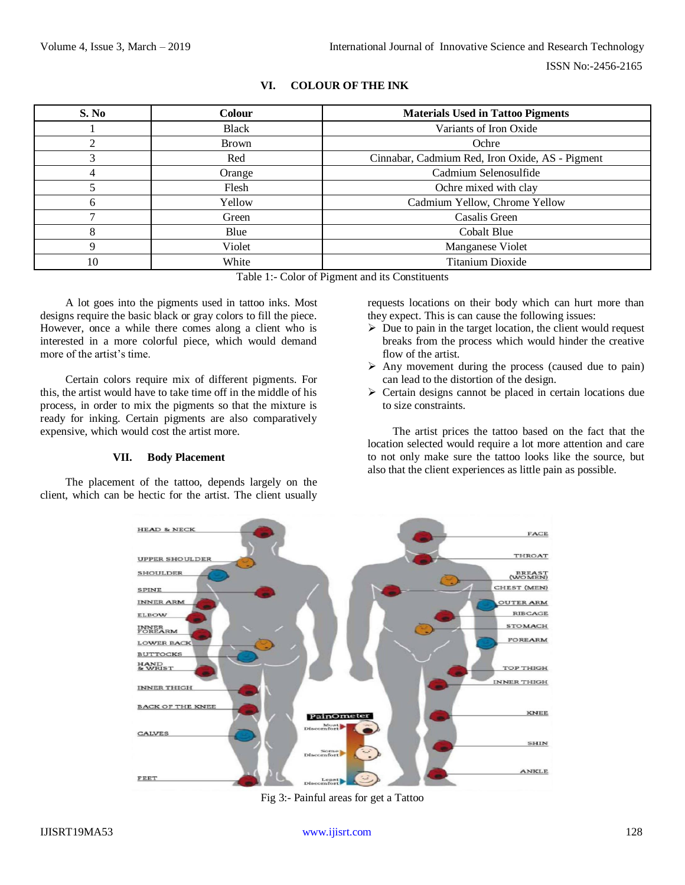## VI. COLOUR OF THE INK

| S. No | Colour | Materials Used in Tattoo Pigments |
|---|---|---|
| 1 | Black | Variants of Iron Oxide |
| 2 | Brown | Ochre |
| 3 | Red | Cinnabar, Cadmium Red, Iron Oxide, AS - Pigment |
| 4 | Orange | Cadmium Selenosulfide |
| 5 | Flesh | Ochre mixed with clay |
| 6 | Yellow | Cadmium Yellow, Chrome Yellow |
| 7 | Green | Casalis Green |
| 8 | Blue | Cobalt Blue |
| 9 | Violet | Manganese Violet |
| 10 | White | Titanium Dioxide |

Table 1:- Color of Pigment and its Constituents

A lot goes into the pigments used in tattoo inks. Most designs require the basic black or gray colors to fill the piece. However, once a while there comes along a client who is interested in a more colorful piece, which would demand more of the artist's time.

Certain colors require mix of different pigments. For this, the artist would have to take time off in the middle of his process, in order to mix the pigments so that the mixture is ready for inking. Certain pigments are also comparatively expensive, which would cost the artist more.

## VII. Body Placement

The placement of the tattoo, depends largely on the client, which can be hectic for the artist. The client usually requests locations on their body which can hurt more than they expect. This is can cause the following issues:

- Due to pain in the target location, the client would request breaks from the process which would hinder the creative flow of the artist.
- Any movement during the process (caused due to pain) can lead to the distortion of the design.
- Certain designs cannot be placed in certain locations due to size constraints.

The artist prices the tattoo based on the fact that the location selected would require a lot more attention and care to not only make sure the tattoo looks like the source, but also that the client experiences as little pain as possible.

Fig 3:- Painful areas for get a Tattoo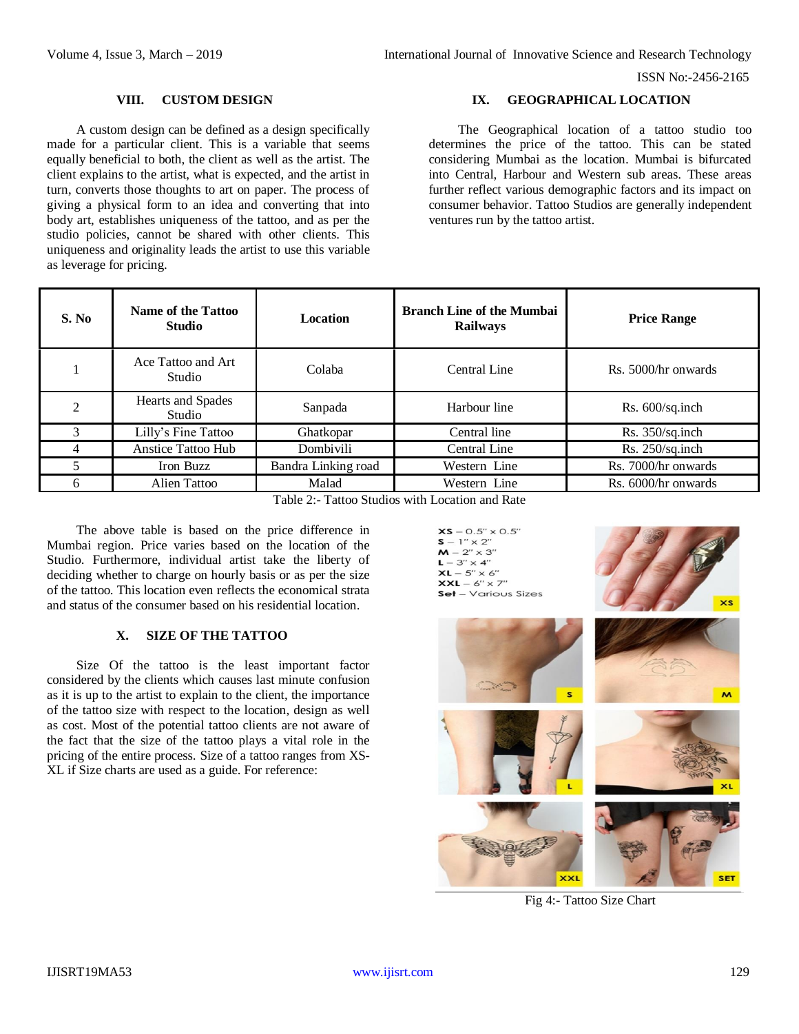## VIII. CUSTOM DESIGN

A custom design can be defined as a design specifically made for a particular client. This is a variable that seems equally beneficial to both, the client as well as the artist. The client explains to the artist, what is expected, and the artist in turn, converts those thoughts to art on paper. The process of giving a physical form to an idea and converting that into body art, establishes uniqueness of the tattoo, and as per the studio policies, cannot be shared with other clients. This uniqueness and originality leads the artist to use this variable as leverage for pricing.

## IX. GEOGRAPHICAL LOCATION

The Geographical location of a tattoo studio too determines the price of the tattoo. This can be stated considering Mumbai as the location. Mumbai is bifurcated into Central, Harbour and Western sub areas. These areas further reflect various demographic factors and its impact on consumer behavior. Tattoo Studios are generally independent ventures run by the tattoo artist.

| S. No | Name of the Tattoo Studio | Location | Branch Line of the Mumbai Railways | Price Range |
|---|---|---|---|---|
| 1 | Ace Tattoo and Art Studio | Colaba | Central Line | Rs. 5000/hr onwards |
| 2 | Hearts and Spades Studio | Sanpada | Harbour line | Rs. 600/sq.inch |
| 3 | Lilly's Fine Tattoo | Ghatkopar | Central line | Rs. 350/sq.inch |
| 4 | Anstice Tattoo Hub | Dombivili | Central Line | Rs. 250/sq.inch |
| 5 | Iron Buzz | Bandra Linking road | Western Line | Rs. 7000/hr onwards |
| 6 | Alien Tattoo | Malad | Western Line | Rs. 6000/hr onwards |

Table 2:- Tattoo Studios with Location and Rate

The above table is based on the price difference in Mumbai region. Price varies based on the location of the Studio. Furthermore, individual artist take the liberty of deciding whether to charge on hourly basis or as per the size of the tattoo. This location even reflects the economical strata and status of the consumer based on his residential location.

## X. SIZE OF THE TATTOO

Size Of the tattoo is the least important factor considered by the clients which causes last minute confusion as it is up to the artist to explain to the client, the importance of the tattoo size with respect to the location, design as well as cost. Most of the potential tattoo clients are not aware of the fact that the size of the tattoo plays a vital role in the pricing of the entire process. Size of a tattoo ranges from XS-XL if Size charts are used as a guide. For reference:

Fig 4:- Tattoo Size Chart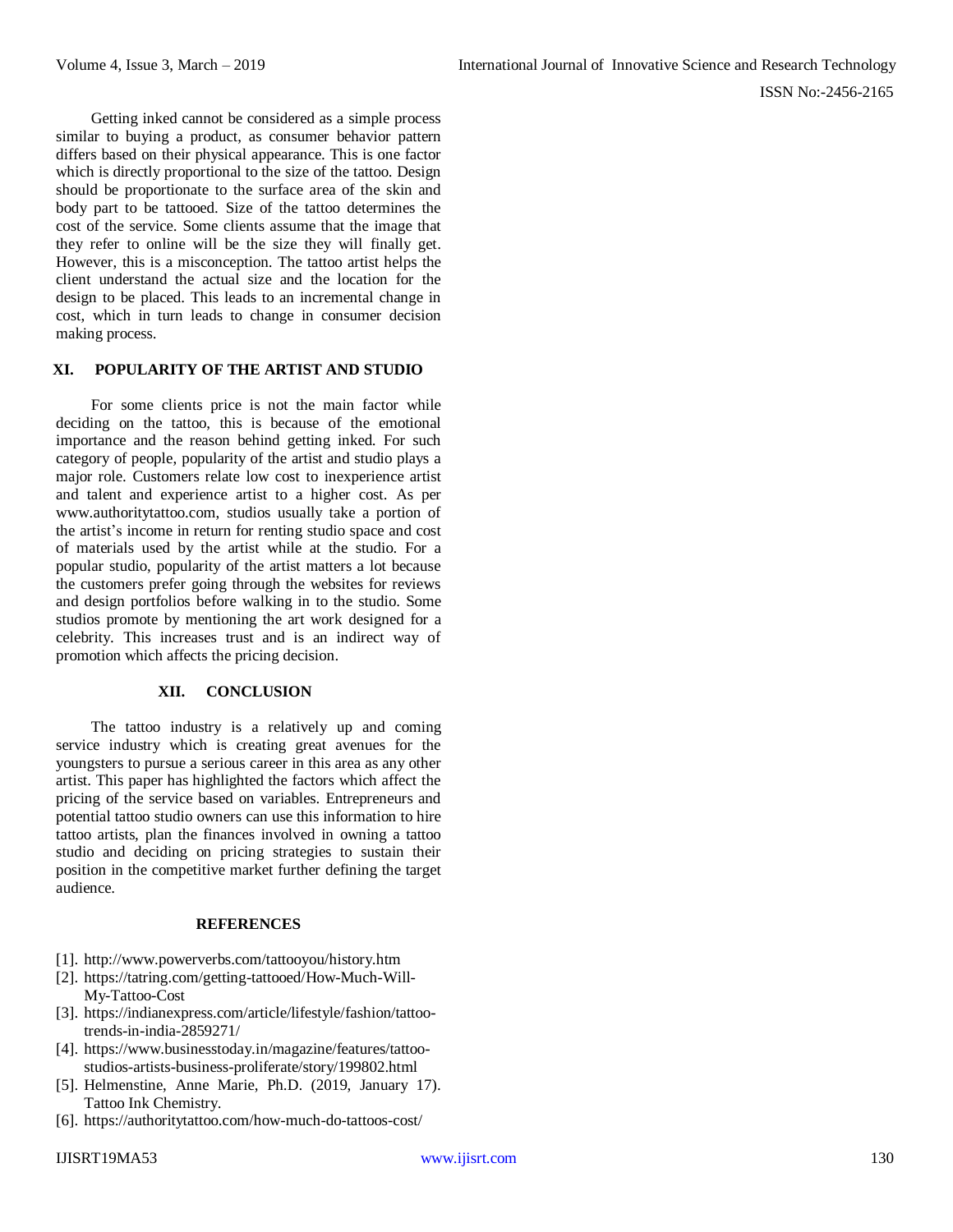Getting inked cannot be considered as a simple process similar to buying a product, as consumer behavior pattern differs based on their physical appearance. This is one factor which is directly proportional to the size of the tattoo. Design should be proportionate to the surface area of the skin and body part to be tattooed. Size of the tattoo determines the cost of the service. Some clients assume that the image that they refer to online will be the size they will finally get. However, this is a misconception. The tattoo artist helps the client understand the actual size and the location for the design to be placed. This leads to an incremental change in cost, which in turn leads to change in consumer decision making process.

## XI. POPULARITY OF THE ARTIST AND STUDIO

For some clients price is not the main factor while deciding on the tattoo, this is because of the emotional importance and the reason behind getting inked. For such category of people, popularity of the artist and studio plays a major role. Customers relate low cost to inexperience artist and talent and experience artist to a higher cost. As per www.authoritytattoo.com, studios usually take a portion of the artist's income in return for renting studio space and cost of materials used by the artist while at the studio. For a popular studio, popularity of the artist matters a lot because the customers prefer going through the websites for reviews and design portfolios before walking in to the studio. Some studios promote by mentioning the art work designed for a celebrity. This increases trust and is an indirect way of promotion which affects the pricing decision.

## XII. CONCLUSION

The tattoo industry is a relatively up and coming service industry which is creating great avenues for the youngsters to pursue a serious career in this area as any other artist. This paper has highlighted the factors which affect the pricing of the service based on variables. Entrepreneurs and potential tattoo studio owners can use this information to hire tattoo artists, plan the finances involved in owning a tattoo studio and deciding on pricing strategies to sustain their position in the competitive market further defining the target audience.

## REFERENCES

- [1]. http://www.powerverbs.com/tattooyou/history.htm
- [2]. https://tatring.com/getting-tattooed/How-Much-Will-My-Tattoo-Cost
- [3]. https://indianexpress.com/article/lifestyle/fashion/tattoo-trends-in-india-2859271/
- [4]. https://www.businesstoday.in/magazine/features/tattoo-studios-artists-business-proliferate/story/199802.html
- [5]. Helmenstine, Anne Marie, Ph.D. (2019, January 17). Tattoo Ink Chemistry.
- [6]. https://authoritytattoo.com/how-much-do-tattoos-cost/